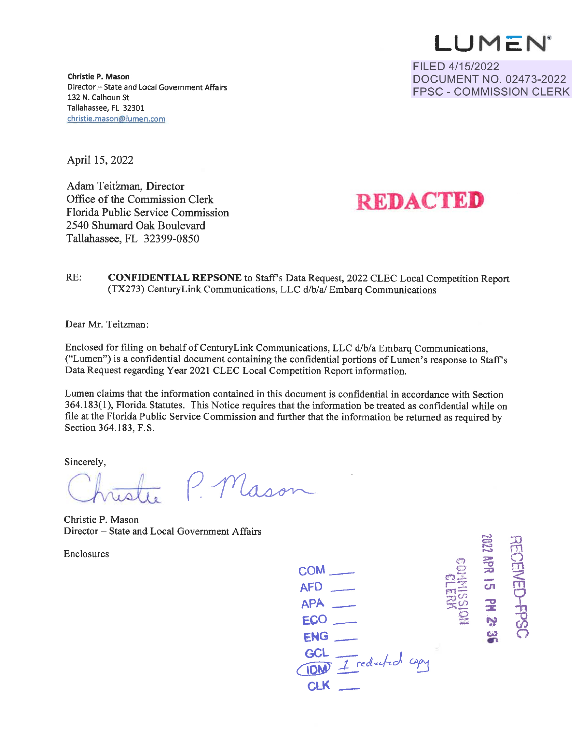LUMEN

FILED 4/15/2022
DOCUMENT NO. 02473-2022
FPSC - COMMISSION CLERK

**Christie P. Mason**
Director – State and Local Government Affairs
132 N. Calhoun St
Tallahassee, FL 32301
christie.mason@lumen.com

April 15, 2022

Adam Teitzman, Director
Office of the Commission Clerk
Florida Public Service Commission
2540 Shumard Oak Boulevard
Tallahassee, FL 32399-0850

**REDACTED**

RE: **CONFIDENTIAL REPSONE** to Staff's Data Request, 2022 CLEC Local Competition Report (TX273) CenturyLink Communications, LLC d/b/a/ Embarq Communications

Dear Mr. Teitzman:

Enclosed for filing on behalf of CenturyLink Communications, LLC d/b/a Embarq Communications, ("Lumen") is a confidential document containing the confidential portions of Lumen's response to Staff's Data Request regarding Year 2021 CLEC Local Competition Report information.

Lumen claims that the information contained in this document is confidential in accordance with Section 364.183(1), Florida Statutes. This Notice requires that the information be treated as confidential while on file at the Florida Public Service Commission and further that the information be returned as required by Section 364.183, F.S.

Sincerely,

Christie P. Mason

Christie P. Mason
Director – State and Local Government Affairs

Enclosures

COM ___
AFD ___
APA ___
ECO ___
ENG ___
GCL ___
IDM 1 redacted copy
CLK ___

RECEIVED-FPSC
2022 APR 15 PM 2:36
COMMISSION CLERK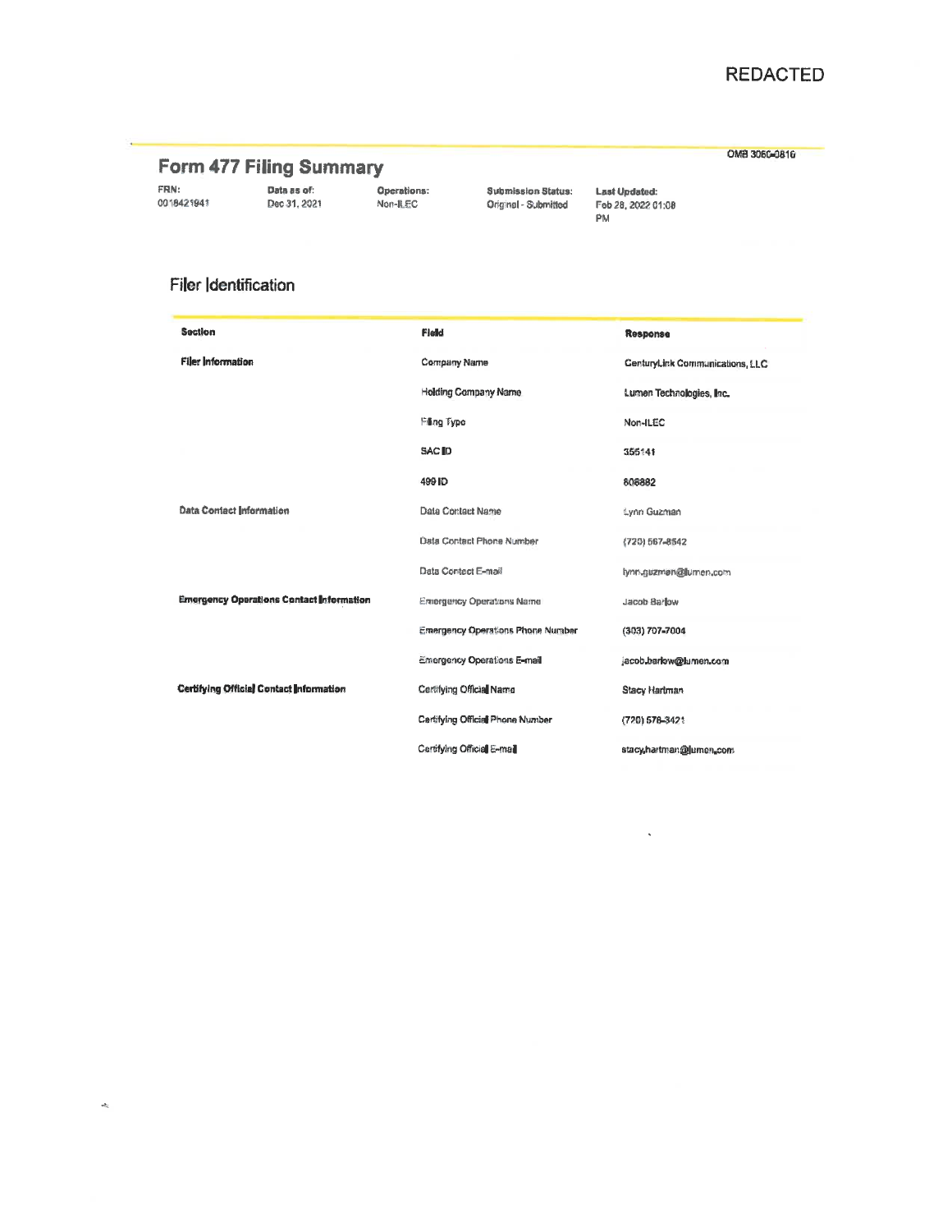REDACTED

OMB 3060-0816

# Form 477 Filing Summary

| FRN: | Data as of: | Operations: | Submission Status: | Last Updated: |
|---|---|---|---|---|
| 0018421941 | Dec 31, 2021 | Non-ILEC | Original - Submitted | Feb 28, 2022 01:08 PM |

## Filer Identification

| Section | Field | Response |
|---|---|---|
| **Filer Information** | Company Name | CenturyLink Communications, LLC |
| | Holding Company Name | Lumen Technologies, Inc. |
| | Filing Type | Non-ILEC |
| | SAC ID | 355141 |
| | 499 ID | 808882 |
| **Data Contact Information** | Data Contact Name | Lynn Guzman |
| | Data Contact Phone Number | (720) 567-8542 |
| | Data Contact E-mail | lynn.guzman@lumen.com |
| **Emergency Operations Contact Information** | Emergency Operations Name | Jacob Barlow |
| | Emergency Operations Phone Number | (303) 707-7004 |
| | Emergency Operations E-mail | jacob.barlow@lumen.com |
| **Certifying Official Contact Information** | Certifying Official Name | Stacy Hartman |
| | Certifying Official Phone Number | (720) 578-3421 |
| | Certifying Official E-mail | stacy.hartman@lumen.com |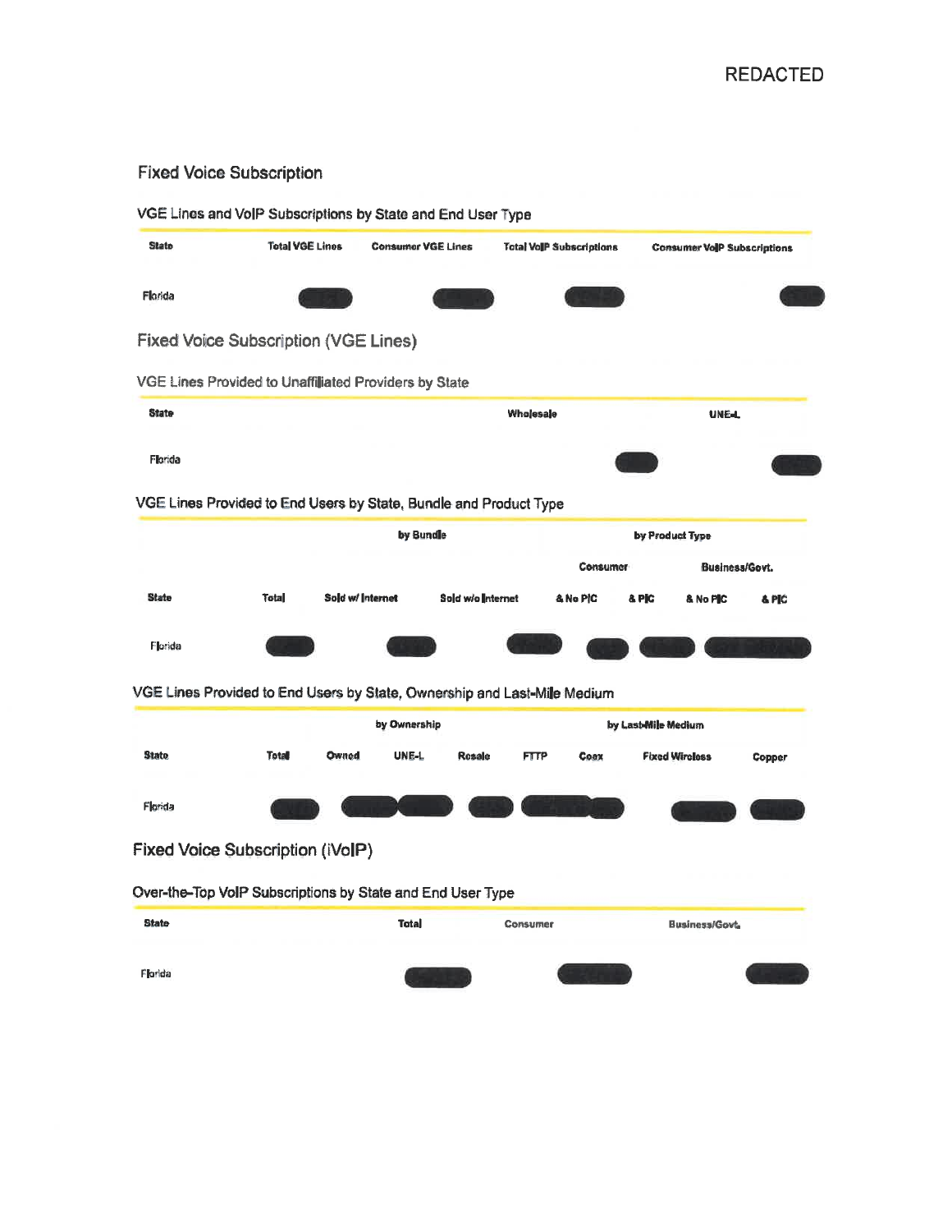REDACTED

## Fixed Voice Subscription

### VGE Lines and VoIP Subscriptions by State and End User Type

| State | Total VGE Lines | Consumer VGE Lines | Total VoIP Subscriptions | Consumer VoIP Subscriptions |
|---|---|---|---|---|
| Florida | | | | |

## Fixed Voice Subscription (VGE Lines)

### VGE Lines Provided to Unaffiliated Providers by State

| State | Wholesale | UNE-L |
|---|---|---|
| Florida | | |

### VGE Lines Provided to End Users by State, Bundle and Product Type

| | | by Bundle | | by Product Type | | | |
|---|---|---|---|---|---|---|---|
| | | | | Consumer | | Business/Govt. | |
| State | Total | Sold w/ Internet | Sold w/o Internet | & No PIC | & PIC | & No PIC | & PIC |
| Florida | | | | | | | |

### VGE Lines Provided to End Users by State, Ownership and Last-Mile Medium

| | | by Ownership | | | by Last-Mile Medium | | | |
|---|---|---|---|---|---|---|---|---|
| State | Total | Owned | UNE-L | Resale | FTTP | Coax | Fixed Wireless | Copper |
| Florida | | | | | | | | |

## Fixed Voice Subscription (iVoIP)

### Over-the-Top VoIP Subscriptions by State and End User Type

| State | Total | Consumer | Business/Govt. |
|---|---|---|---|
| Florida | | | |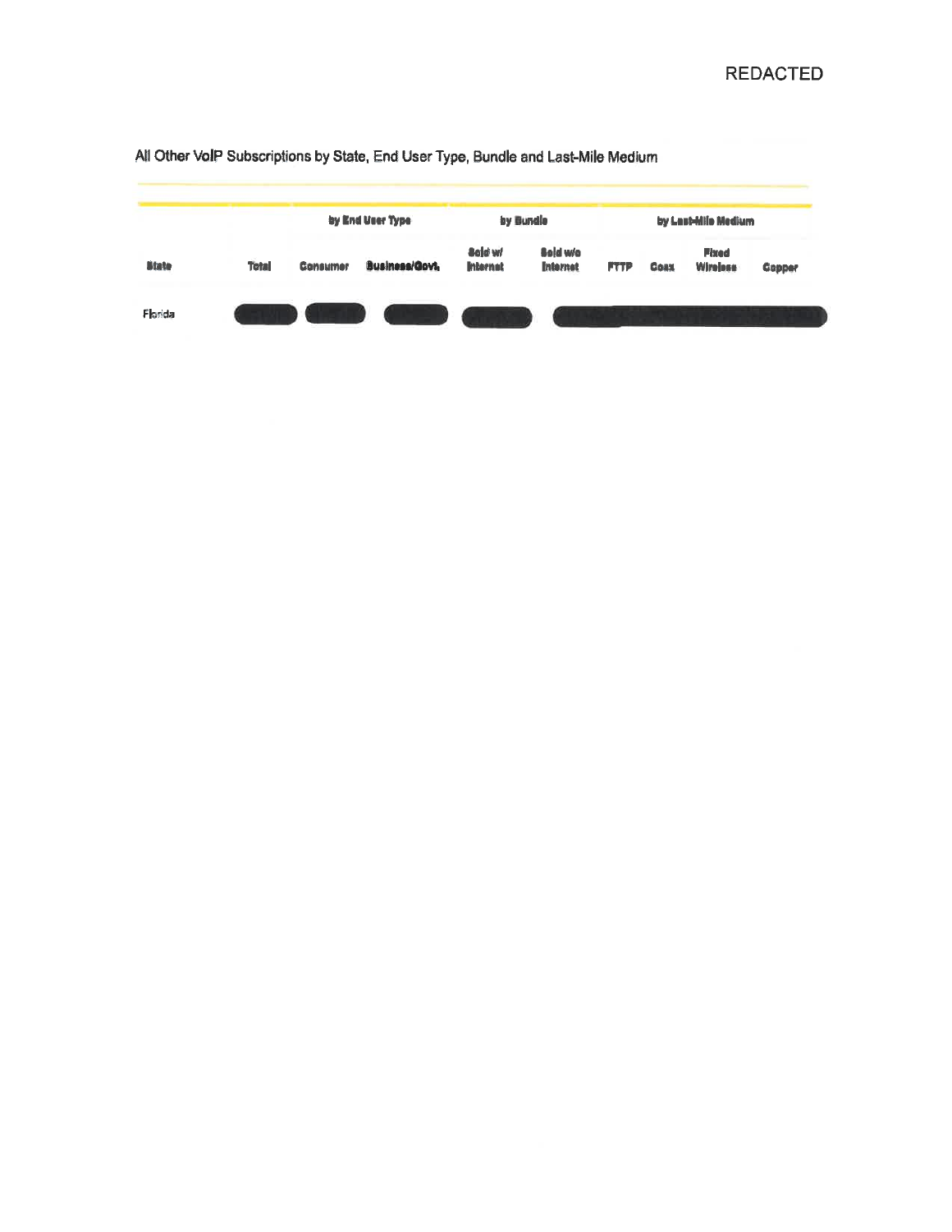REDACTED

All Other VoIP Subscriptions by State, End User Type, Bundle and Last-Mile Medium

| | | by End User Type | | by Bundle | | by Last-Mile Medium | | | |
|---|---|---|---|---|---|---|---|---|---|
| State | Total | Consumer | Business/Govt. | Sold w/ Internet | Sold w/o Internet | FTTP | Coax | Fixed Wireless | Copper |
| Florida | | | | | | | | | |